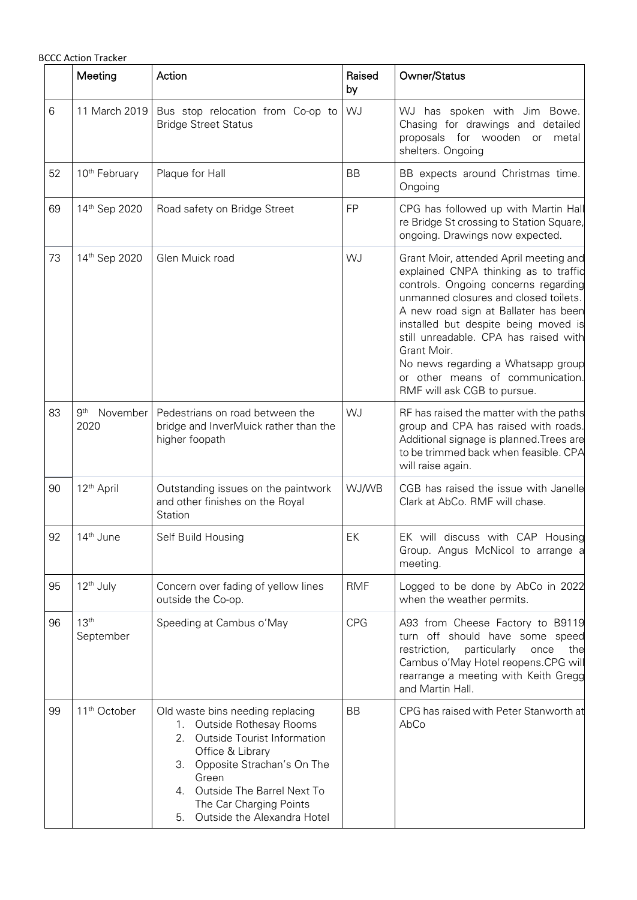BCCC Action Tracker

| | Meeting | Action | Raised by | Owner/Status |
|---|---|---|---|---|
| 6 | 11 March 2019 | Bus stop relocation from Co-op to Bridge Street Status | WJ | WJ has spoken with Jim Bowe. Chasing for drawings and detailed proposals for wooden or metal shelters. Ongoing |
| 52 | 10th February | Plaque for Hall | BB | BB expects around Christmas time. Ongoing |
| 69 | 14th Sep 2020 | Road safety on Bridge Street | FP | CPG has followed up with Martin Hall re Bridge St crossing to Station Square, ongoing. Drawings now expected. |
| 73 | 14th Sep 2020 | Glen Muick road | WJ | Grant Moir, attended April meeting and explained CNPA thinking as to traffic controls. Ongoing concerns regarding unmanned closures and closed toilets. A new road sign at Ballater has been installed but despite being moved is still unreadable. CPA has raised with Grant Moir. No news regarding a Whatsapp group or other means of communication. RMF will ask CGB to pursue. |
| 83 | 9th November 2020 | Pedestrians on road between the bridge and InverMuick rather than the higher foopath | WJ | RF has raised the matter with the paths group and CPA has raised with roads. Additional signage is planned.Trees are to be trimmed back when feasible. CPA will raise again. |
| 90 | 12th April | Outstanding issues on the paintwork and other finishes on the Royal Station | WJ/WB | CGB has raised the issue with Janelle Clark at AbCo. RMF will chase. |
| 92 | 14th June | Self Build Housing | EK | EK will discuss with CAP Housing Group. Angus McNicol to arrange a meeting. |
| 95 | 12th July | Concern over fading of yellow lines outside the Co-op. | RMF | Logged to be done by AbCo in 2022 when the weather permits. |
| 96 | 13th September | Speeding at Cambus o'May | CPG | A93 from Cheese Factory to B9119 turn off should have some speed restriction, particularly once the Cambus o'May Hotel reopens.CPG will rearrange a meeting with Keith Gregg and Martin Hall. |
| 99 | 11th October | Old waste bins needing replacing<br>1. Outside Rothesay Rooms<br>2. Outside Tourist Information Office & Library<br>3. Opposite Strachan's On The Green<br>4. Outside The Barrel Next To The Car Charging Points<br>5. Outside the Alexandra Hotel | BB | CPG has raised with Peter Stanworth at AbCo |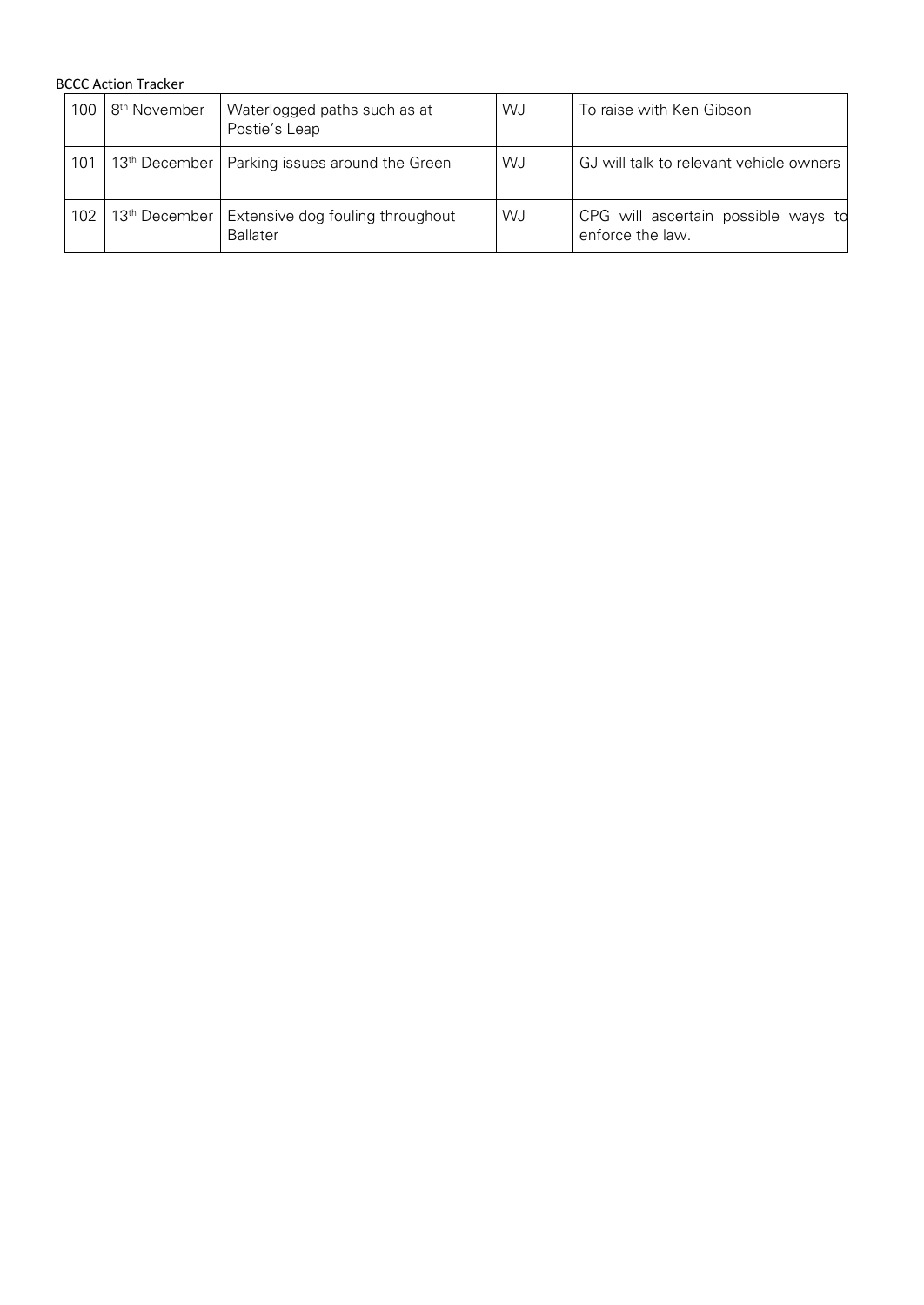BCCC Action Tracker

| | | | | |
|---|---|---|---|---|
| 100 | 8th November | Waterlogged paths such as at Postie's Leap | WJ | To raise with Ken Gibson |
| 101 | 13th December | Parking issues around the Green | WJ | GJ will talk to relevant vehicle owners |
| 102 | 13th December | Extensive dog fouling throughout Ballater | WJ | CPG will ascertain possible ways to enforce the law. |